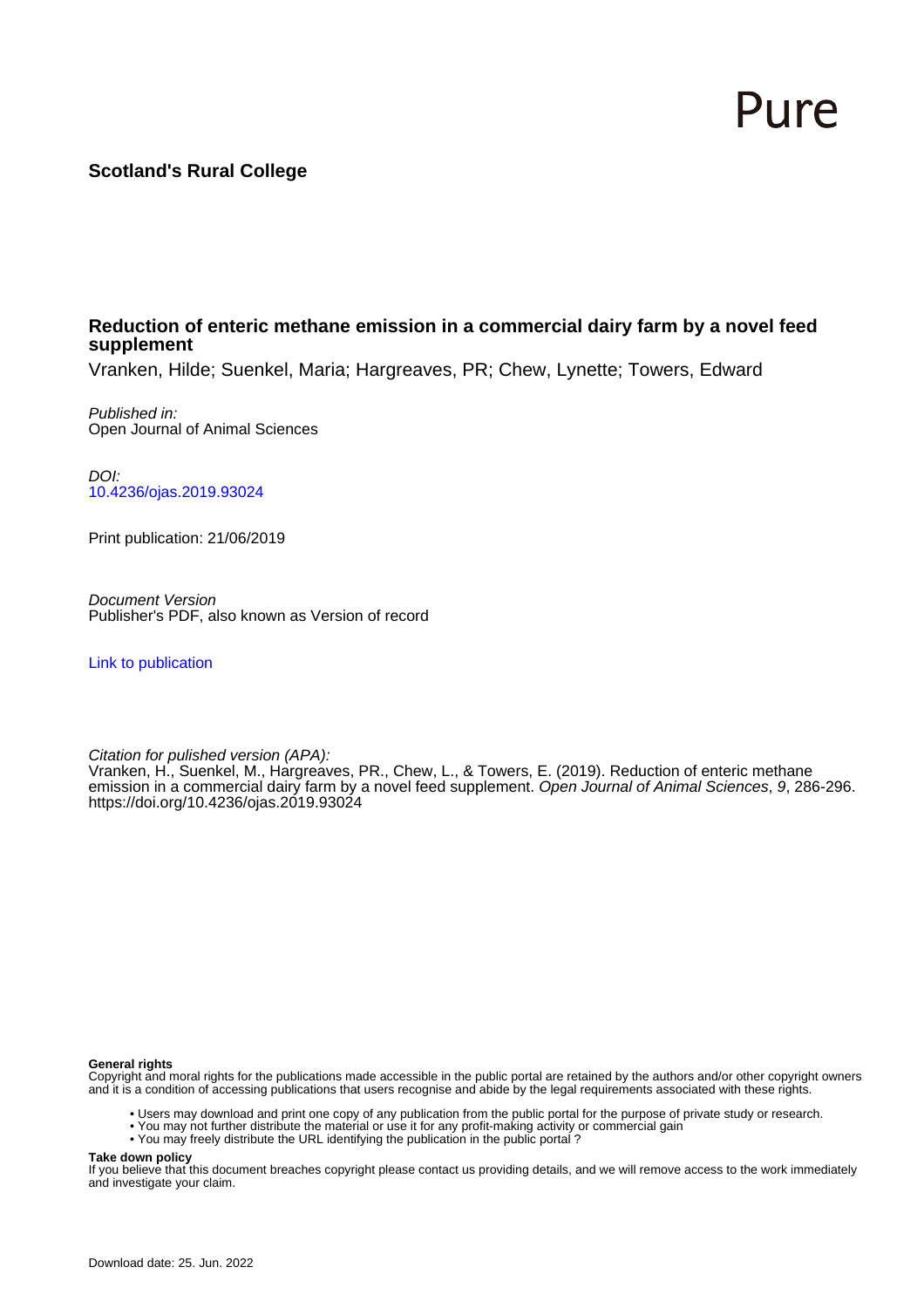Pure

**Scotland's Rural College**

## Reduction of enteric methane emission in a commercial dairy farm by a novel feed supplement

Vranken, Hilde; Suenkel, Maria; Hargreaves, PR; Chew, Lynette; Towers, Edward

*Published in:*
Open Journal of Animal Sciences

*DOI:*
10.4236/ojas.2019.93024

Print publication: 21/06/2019

*Document Version*
Publisher's PDF, also known as Version of record

Link to publication

*Citation for pulished version (APA):*
Vranken, H., Suenkel, M., Hargreaves, PR., Chew, L., & Towers, E. (2019). Reduction of enteric methane emission in a commercial dairy farm by a novel feed supplement. *Open Journal of Animal Sciences*, *9*, 286-296. https://doi.org/10.4236/ojas.2019.93024

**General rights**
Copyright and moral rights for the publications made accessible in the public portal are retained by the authors and/or other copyright owners and it is a condition of accessing publications that users recognise and abide by the legal requirements associated with these rights.

- Users may download and print one copy of any publication from the public portal for the purpose of private study or research.
- You may not further distribute the material or use it for any profit-making activity or commercial gain
- You may freely distribute the URL identifying the publication in the public portal ?

**Take down policy**
If you believe that this document breaches copyright please contact us providing details, and we will remove access to the work immediately and investigate your claim.

Download date: 25. Jun. 2022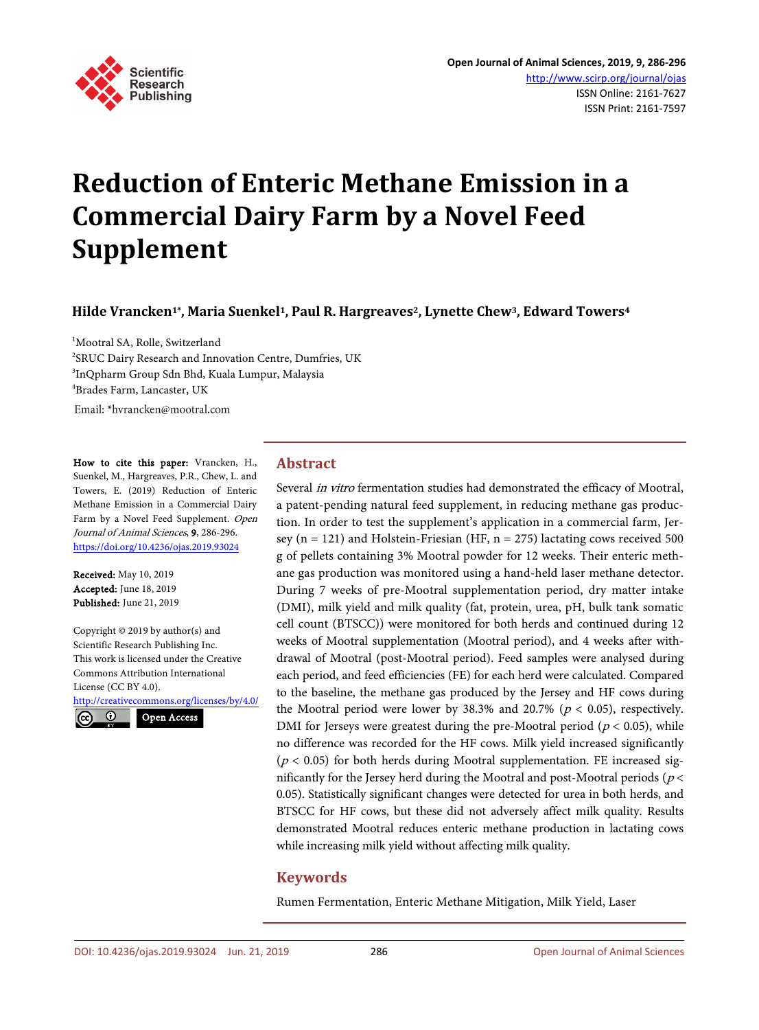# Reduction of Enteric Methane Emission in a Commercial Dairy Farm by a Novel Feed Supplement

**Hilde Vrancken[1*], Maria Suenkel[1], Paul R. Hargreaves[2], Lynette Chew[3], Edward Towers[4]**

[1]Mootral SA, Rolle, Switzerland
[2]SRUC Dairy Research and Innovation Centre, Dumfries, UK
[3]InQpharm Group Sdn Bhd, Kuala Lumpur, Malaysia
[4]Brades Farm, Lancaster, UK

Email: *hvrancken@mootral.com

**How to cite this paper:** Vrancken, H., Suenkel, M., Hargreaves, P.R., Chew, L. and Towers, E. (2019) Reduction of Enteric Methane Emission in a Commercial Dairy Farm by a Novel Feed Supplement. *Open Journal of Animal Sciences*, **9**, 286-296.
https://doi.org/10.4236/ojas.2019.93024

**Received:** May 10, 2019
**Accepted:** June 18, 2019
**Published:** June 21, 2019

Copyright © 2019 by author(s) and Scientific Research Publishing Inc.
This work is licensed under the Creative Commons Attribution International License (CC BY 4.0).
http://creativecommons.org/licenses/by/4.0/
Open Access

## Abstract

Several *in vitro* fermentation studies had demonstrated the efficacy of Mootral, a patent-pending natural feed supplement, in reducing methane gas production. In order to test the supplement's application in a commercial farm, Jersey (n = 121) and Holstein-Friesian (HF, n = 275) lactating cows received 500 g of pellets containing 3% Mootral powder for 12 weeks. Their enteric methane gas production was monitored using a hand-held laser methane detector. During 7 weeks of pre-Mootral supplementation period, dry matter intake (DMI), milk yield and milk quality (fat, protein, urea, pH, bulk tank somatic cell count (BTSCC)) were monitored for both herds and continued during 12 weeks of Mootral supplementation (Mootral period), and 4 weeks after withdrawal of Mootral (post-Mootral period). Feed samples were analysed during each period, and feed efficiencies (FE) for each herd were calculated. Compared to the baseline, the methane gas produced by the Jersey and HF cows during the Mootral period were lower by 38.3% and 20.7% ($p < 0.05$), respectively. DMI for Jerseys were greatest during the pre-Mootral period ($p < 0.05$), while no difference was recorded for the HF cows. Milk yield increased significantly ($p < 0.05$) for both herds during Mootral supplementation. FE increased significantly for the Jersey herd during the Mootral and post-Mootral periods ($p < 0.05$). Statistically significant changes were detected for urea in both herds, and BTSCC for HF cows, but these did not adversely affect milk quality. Results demonstrated Mootral reduces enteric methane production in lactating cows while increasing milk yield without affecting milk quality.

## Keywords

Rumen Fermentation, Enteric Methane Mitigation, Milk Yield, Laser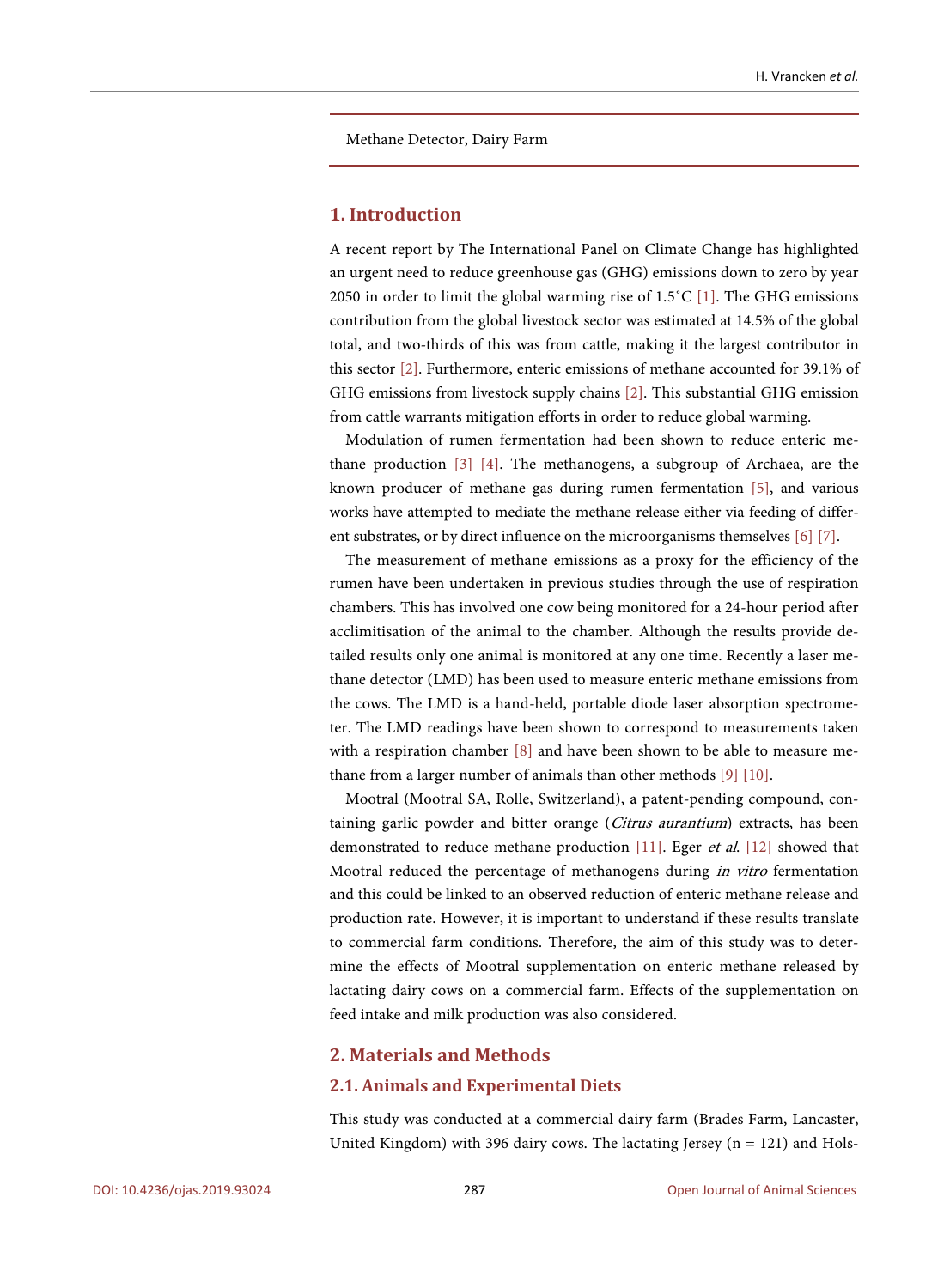Methane Detector, Dairy Farm

## 1. Introduction

A recent report by The International Panel on Climate Change has highlighted an urgent need to reduce greenhouse gas (GHG) emissions down to zero by year 2050 in order to limit the global warming rise of 1.5˚C [1]. The GHG emissions contribution from the global livestock sector was estimated at 14.5% of the global total, and two-thirds of this was from cattle, making it the largest contributor in this sector [2]. Furthermore, enteric emissions of methane accounted for 39.1% of GHG emissions from livestock supply chains [2]. This substantial GHG emission from cattle warrants mitigation efforts in order to reduce global warming.

Modulation of rumen fermentation had been shown to reduce enteric methane production [3] [4]. The methanogens, a subgroup of Archaea, are the known producer of methane gas during rumen fermentation [5], and various works have attempted to mediate the methane release either via feeding of different substrates, or by direct influence on the microorganisms themselves [6] [7].

The measurement of methane emissions as a proxy for the efficiency of the rumen have been undertaken in previous studies through the use of respiration chambers. This has involved one cow being monitored for a 24-hour period after acclimitisation of the animal to the chamber. Although the results provide detailed results only one animal is monitored at any one time. Recently a laser methane detector (LMD) has been used to measure enteric methane emissions from the cows. The LMD is a hand-held, portable diode laser absorption spectrometer. The LMD readings have been shown to correspond to measurements taken with a respiration chamber [8] and have been shown to be able to measure methane from a larger number of animals than other methods [9] [10].

Mootral (Mootral SA, Rolle, Switzerland), a patent-pending compound, containing garlic powder and bitter orange (*Citrus aurantium*) extracts, has been demonstrated to reduce methane production [11]. Eger *et al*. [12] showed that Mootral reduced the percentage of methanogens during *in vitro* fermentation and this could be linked to an observed reduction of enteric methane release and production rate. However, it is important to understand if these results translate to commercial farm conditions. Therefore, the aim of this study was to determine the effects of Mootral supplementation on enteric methane released by lactating dairy cows on a commercial farm. Effects of the supplementation on feed intake and milk production was also considered.

## 2. Materials and Methods

### 2.1. Animals and Experimental Diets

This study was conducted at a commercial dairy farm (Brades Farm, Lancaster, United Kingdom) with 396 dairy cows. The lactating Jersey (n = 121) and Hols-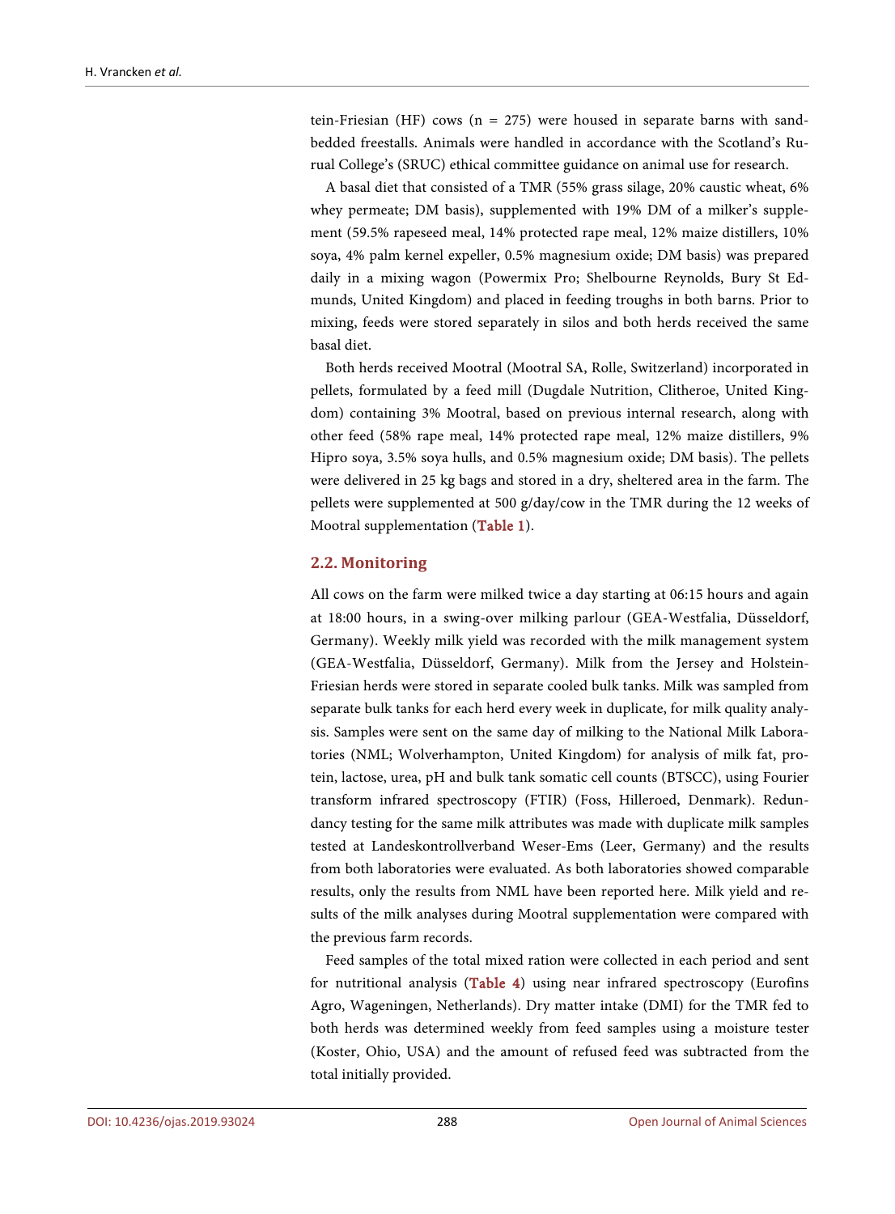tein-Friesian (HF) cows (n = 275) were housed in separate barns with sand-bedded freestalls. Animals were handled in accordance with the Scotland's Rural College's (SRUC) ethical committee guidance on animal use for research.

A basal diet that consisted of a TMR (55% grass silage, 20% caustic wheat, 6% whey permeate; DM basis), supplemented with 19% DM of a milker's supplement (59.5% rapeseed meal, 14% protected rape meal, 12% maize distillers, 10% soya, 4% palm kernel expeller, 0.5% magnesium oxide; DM basis) was prepared daily in a mixing wagon (Powermix Pro; Shelbourne Reynolds, Bury St Edmunds, United Kingdom) and placed in feeding troughs in both barns. Prior to mixing, feeds were stored separately in silos and both herds received the same basal diet.

Both herds received Mootral (Mootral SA, Rolle, Switzerland) incorporated in pellets, formulated by a feed mill (Dugdale Nutrition, Clitheroe, United Kingdom) containing 3% Mootral, based on previous internal research, along with other feed (58% rape meal, 14% protected rape meal, 12% maize distillers, 9% Hipro soya, 3.5% soya hulls, and 0.5% magnesium oxide; DM basis). The pellets were delivered in 25 kg bags and stored in a dry, sheltered area in the farm. The pellets were supplemented at 500 g/day/cow in the TMR during the 12 weeks of Mootral supplementation (Table 1).

## 2.2. Monitoring

All cows on the farm were milked twice a day starting at 06:15 hours and again at 18:00 hours, in a swing-over milking parlour (GEA-Westfalia, Düsseldorf, Germany). Weekly milk yield was recorded with the milk management system (GEA-Westfalia, Düsseldorf, Germany). Milk from the Jersey and Holstein-Friesian herds were stored in separate cooled bulk tanks. Milk was sampled from separate bulk tanks for each herd every week in duplicate, for milk quality analysis. Samples were sent on the same day of milking to the National Milk Laboratories (NML; Wolverhampton, United Kingdom) for analysis of milk fat, protein, lactose, urea, pH and bulk tank somatic cell counts (BTSCC), using Fourier transform infrared spectroscopy (FTIR) (Foss, Hilleroed, Denmark). Redundancy testing for the same milk attributes was made with duplicate milk samples tested at Landeskontrollverband Weser-Ems (Leer, Germany) and the results from both laboratories were evaluated. As both laboratories showed comparable results, only the results from NML have been reported here. Milk yield and results of the milk analyses during Mootral supplementation were compared with the previous farm records.

Feed samples of the total mixed ration were collected in each period and sent for nutritional analysis (Table 4) using near infrared spectroscopy (Eurofins Agro, Wageningen, Netherlands). Dry matter intake (DMI) for the TMR fed to both herds was determined weekly from feed samples using a moisture tester (Koster, Ohio, USA) and the amount of refused feed was subtracted from the total initially provided.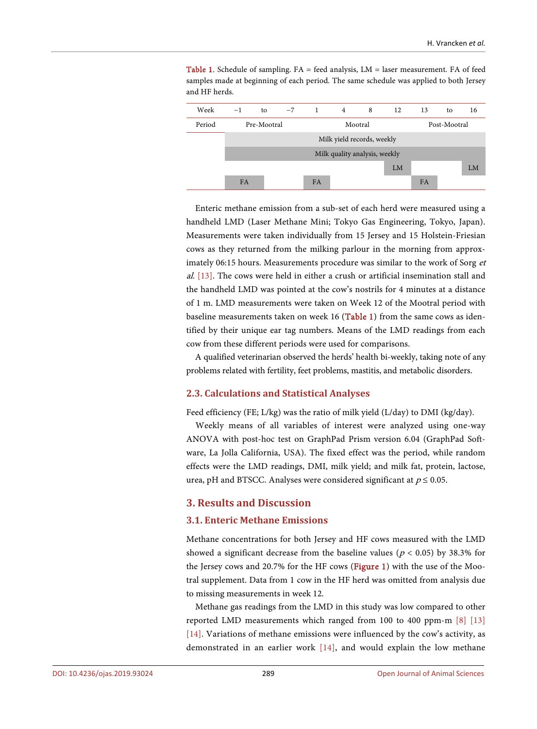Table 1. Schedule of sampling. FA = feed analysis, LM = laser measurement. FA of feed samples made at beginning of each period. The same schedule was applied to both Jersey and HF herds.

| Week | −1 | to | −7 | 1 | 4 | 8 | 12 | 13 | to | 16 |
|---|---|---|---|---|---|---|---|---|---|---|
| Period | Pre-Mootral | | | Mootral | | | | Post-Mootral | | |
| | Milk yield records, weekly | | | | | | | | | |
| | Milk quality analysis, weekly | | | | | | | | | |
| | | | | | | | LM | | | LM |
| | FA | | | FA | | | | FA | | |

Enteric methane emission from a sub-set of each herd were measured using a handheld LMD (Laser Methane Mini; Tokyo Gas Engineering, Tokyo, Japan). Measurements were taken individually from 15 Jersey and 15 Holstein-Friesian cows as they returned from the milking parlour in the morning from approximately 06:15 hours. Measurements procedure was similar to the work of Sorg *et al.* [13]. The cows were held in either a crush or artificial insemination stall and the handheld LMD was pointed at the cow's nostrils for 4 minutes at a distance of 1 m. LMD measurements were taken on Week 12 of the Mootral period with baseline measurements taken on week 16 (Table 1) from the same cows as identified by their unique ear tag numbers. Means of the LMD readings from each cow from these different periods were used for comparisons.

A qualified veterinarian observed the herds' health bi-weekly, taking note of any problems related with fertility, feet problems, mastitis, and metabolic disorders.

### 2.3. Calculations and Statistical Analyses

Feed efficiency (FE; L/kg) was the ratio of milk yield (L/day) to DMI (kg/day).

Weekly means of all variables of interest were analyzed using one-way ANOVA with post-hoc test on GraphPad Prism version 6.04 (GraphPad Software, La Jolla California, USA). The fixed effect was the period, while random effects were the LMD readings, DMI, milk yield; and milk fat, protein, lactose, urea, pH and BTSCC. Analyses were considered significant at $p \leq 0.05$.

## 3. Results and Discussion

### 3.1. Enteric Methane Emissions

Methane concentrations for both Jersey and HF cows measured with the LMD showed a significant decrease from the baseline values ($p < 0.05$) by 38.3% for the Jersey cows and 20.7% for the HF cows (Figure 1) with the use of the Mootral supplement. Data from 1 cow in the HF herd was omitted from analysis due to missing measurements in week 12.

Methane gas readings from the LMD in this study was low compared to other reported LMD measurements which ranged from 100 to 400 ppm-m [8] [13] [14]. Variations of methane emissions were influenced by the cow's activity, as demonstrated in an earlier work [14], and would explain the low methane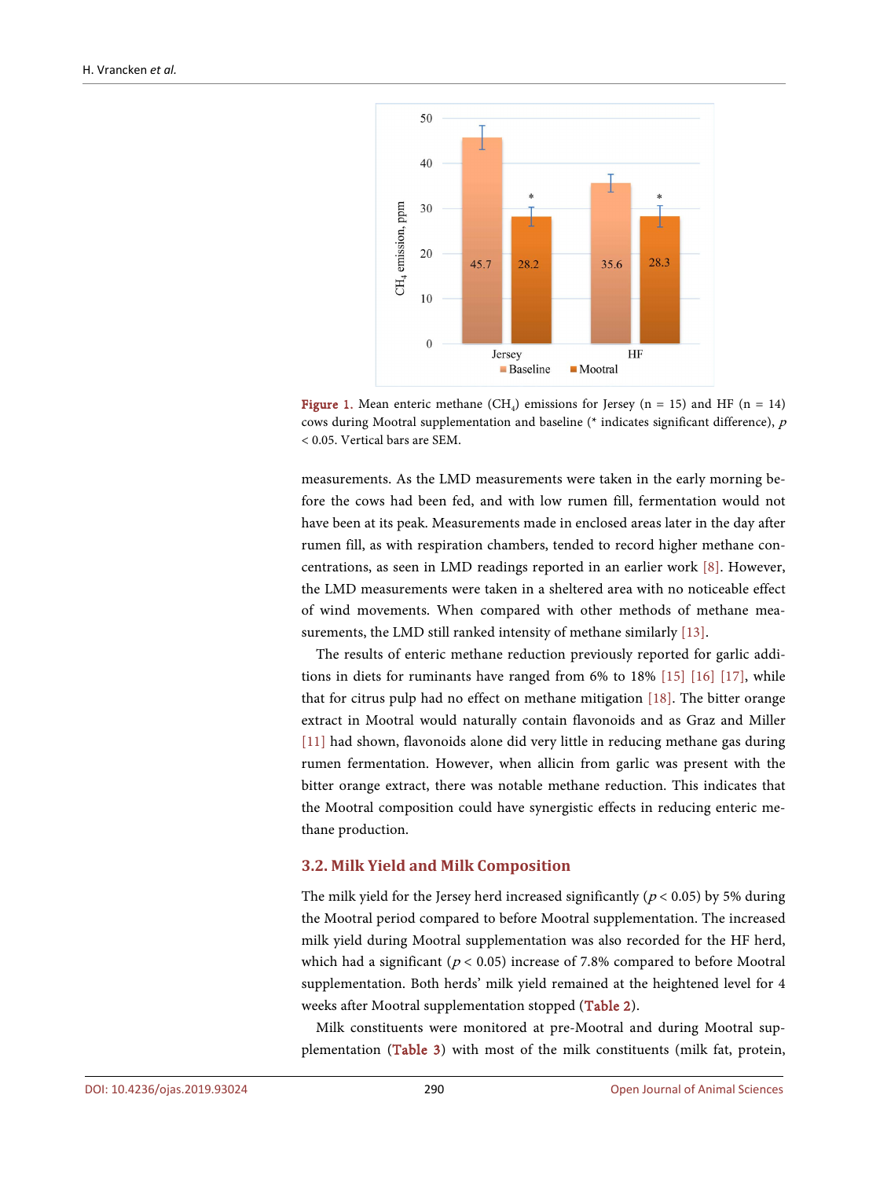Figure 1. Mean enteric methane ($CH_4$) emissions for Jersey (n = 15) and HF (n = 14) cows during Mootral supplementation and baseline (* indicates significant difference), $p < 0.05$. Vertical bars are SEM.

measurements. As the LMD measurements were taken in the early morning before the cows had been fed, and with low rumen fill, fermentation would not have been at its peak. Measurements made in enclosed areas later in the day after rumen fill, as with respiration chambers, tended to record higher methane concentrations, as seen in LMD readings reported in an earlier work [8]. However, the LMD measurements were taken in a sheltered area with no noticeable effect of wind movements. When compared with other methods of methane measurements, the LMD still ranked intensity of methane similarly [13].

The results of enteric methane reduction previously reported for garlic additions in diets for ruminants have ranged from 6% to 18% [15] [16] [17], while that for citrus pulp had no effect on methane mitigation [18]. The bitter orange extract in Mootral would naturally contain flavonoids and as Graz and Miller [11] had shown, flavonoids alone did very little in reducing methane gas during rumen fermentation. However, when allicin from garlic was present with the bitter orange extract, there was notable methane reduction. This indicates that the Mootral composition could have synergistic effects in reducing enteric methane production.

### 3.2. Milk Yield and Milk Composition

The milk yield for the Jersey herd increased significantly ($p < 0.05$) by 5% during the Mootral period compared to before Mootral supplementation. The increased milk yield during Mootral supplementation was also recorded for the HF herd, which had a significant ($p < 0.05$) increase of 7.8% compared to before Mootral supplementation. Both herds' milk yield remained at the heightened level for 4 weeks after Mootral supplementation stopped (Table 2).

Milk constituents were monitored at pre-Mootral and during Mootral supplementation (Table 3) with most of the milk constituents (milk fat, protein,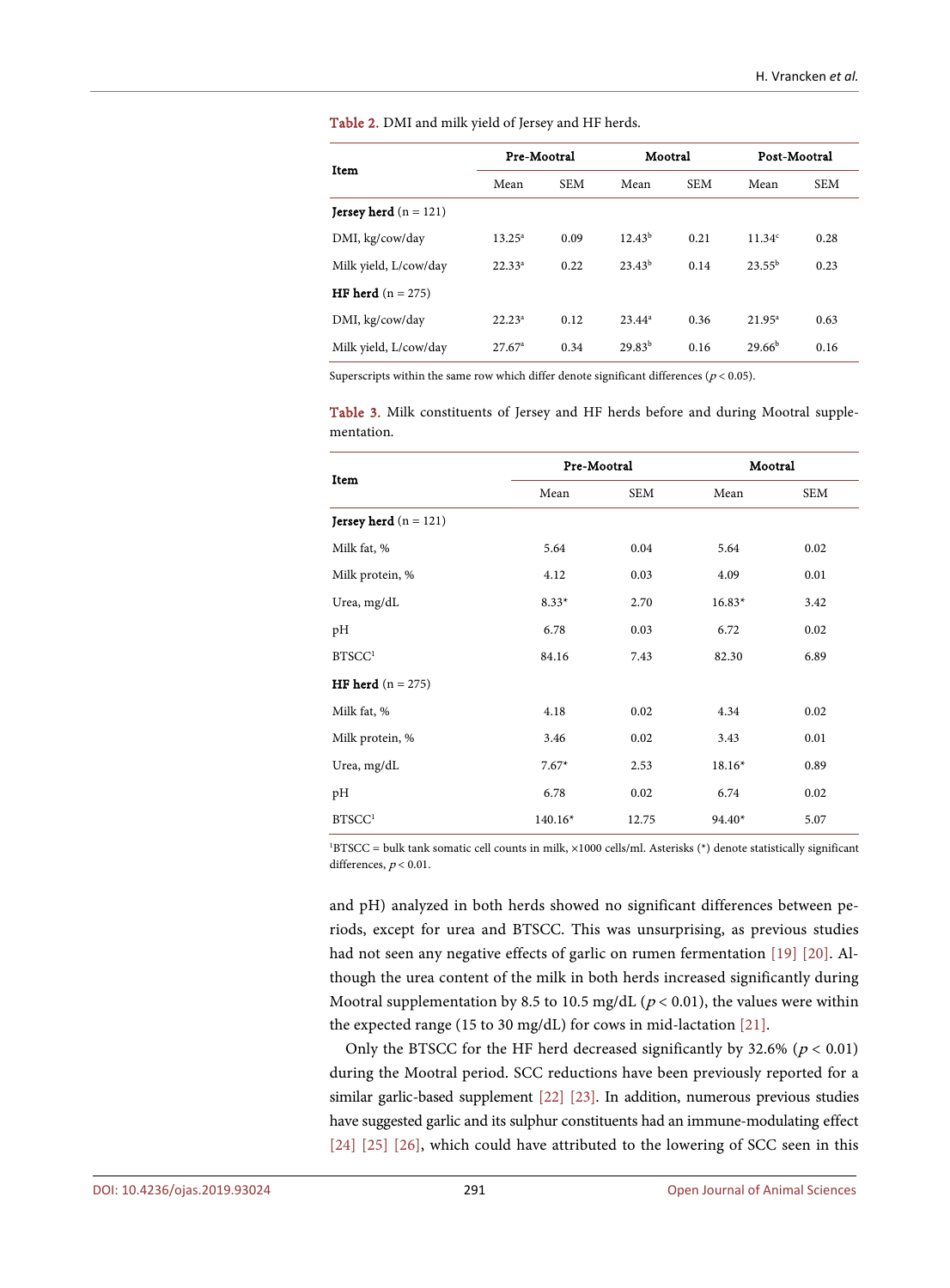Table 2. DMI and milk yield of Jersey and HF herds.

| Item | Pre-Mootral | | Mootral | | Post-Mootral | |
|---|---|---|---|---|---|---|
| | Mean | SEM | Mean | SEM | Mean | SEM |
| **Jersey herd** (n = 121) | | | | | | |
| DMI, kg/cow/day | 13.25[a] | 0.09 | 12.43[b] | 0.21 | 11.34[c] | 0.28 |
| Milk yield, L/cow/day | 22.33[a] | 0.22 | 23.43[b] | 0.14 | 23.55[b] | 0.23 |
| **HF herd** (n = 275) | | | | | | |
| DMI, kg/cow/day | 22.23[a] | 0.12 | 23.44[a] | 0.36 | 21.95[a] | 0.63 |
| Milk yield, L/cow/day | 27.67[a] | 0.34 | 29.83[b] | 0.16 | 29.66[b] | 0.16 |

Superscripts within the same row which differ denote significant differences ($p < 0.05$).

Table 3. Milk constituents of Jersey and HF herds before and during Mootral supplementation.

| Item | Pre-Mootral | | Mootral | |
|---|---|---|---|---|
| | Mean | SEM | Mean | SEM |
| **Jersey herd** (n = 121) | | | | |
| Milk fat, % | 5.64 | 0.04 | 5.64 | 0.02 |
| Milk protein, % | 4.12 | 0.03 | 4.09 | 0.01 |
| Urea, mg/dL | 8.33* | 2.70 | 16.83* | 3.42 |
| pH | 6.78 | 0.03 | 6.72 | 0.02 |
| BTSCC[1] | 84.16 | 7.43 | 82.30 | 6.89 |
| **HF herd** (n = 275) | | | | |
| Milk fat, % | 4.18 | 0.02 | 4.34 | 0.02 |
| Milk protein, % | 3.46 | 0.02 | 3.43 | 0.01 |
| Urea, mg/dL | 7.67* | 2.53 | 18.16* | 0.89 |
| pH | 6.78 | 0.02 | 6.74 | 0.02 |
| BTSCC[1] | 140.16* | 12.75 | 94.40* | 5.07 |

[1]BTSCC = bulk tank somatic cell counts in milk, ×1000 cells/ml. Asterisks (*) denote statistically significant differences, $p < 0.01$.

and pH) analyzed in both herds showed no significant differences between periods, except for urea and BTSCC. This was unsurprising, as previous studies had not seen any negative effects of garlic on rumen fermentation [19] [20]. Although the urea content of the milk in both herds increased significantly during Mootral supplementation by 8.5 to 10.5 mg/dL ($p < 0.01$), the values were within the expected range (15 to 30 mg/dL) for cows in mid-lactation [21].

Only the BTSCC for the HF herd decreased significantly by 32.6% ($p < 0.01$) during the Mootral period. SCC reductions have been previously reported for a similar garlic-based supplement [22] [23]. In addition, numerous previous studies have suggested garlic and its sulphur constituents had an immune-modulating effect [24] [25] [26], which could have attributed to the lowering of SCC seen in this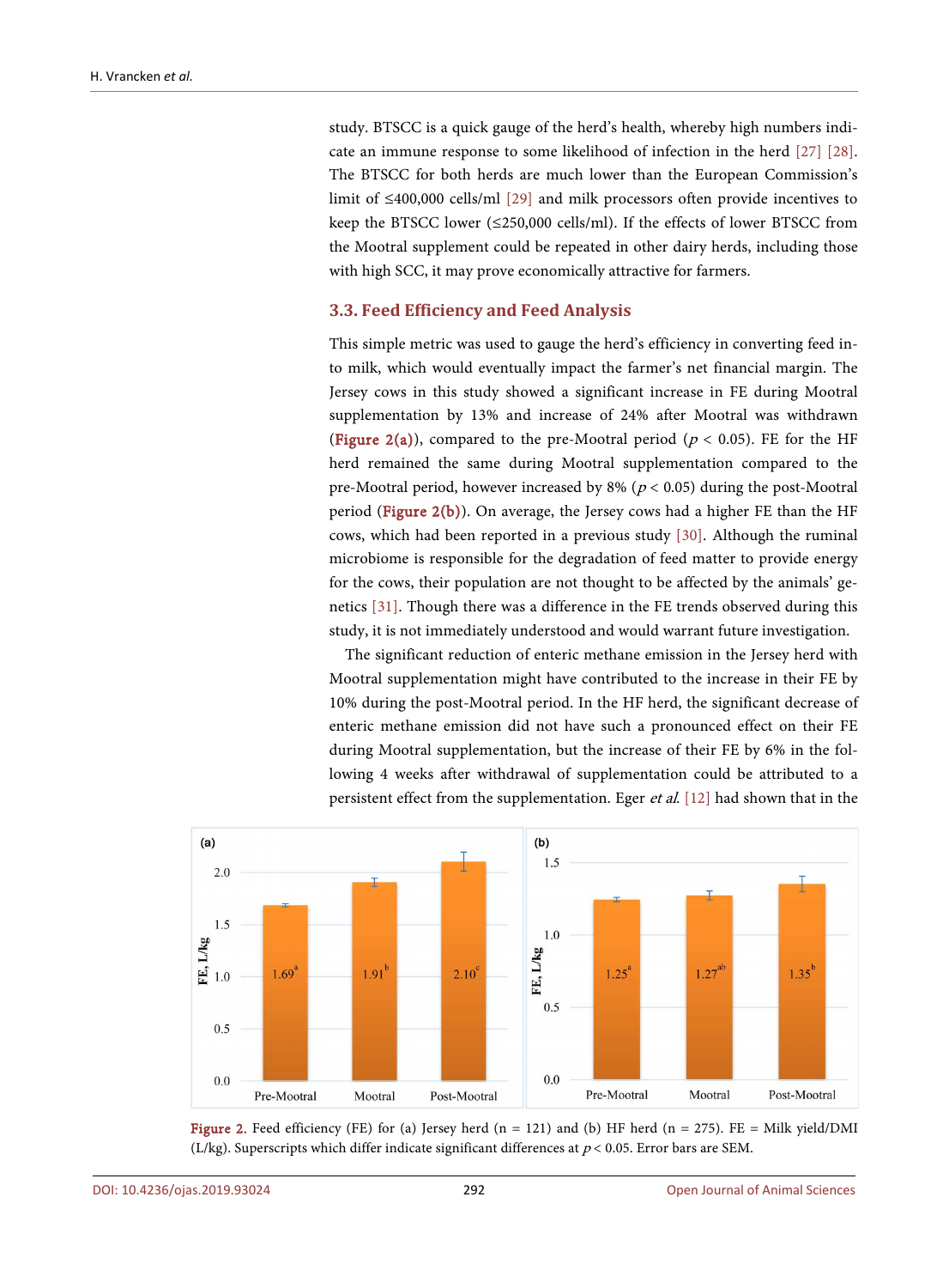study. BTSCC is a quick gauge of the herd's health, whereby high numbers indicate an immune response to some likelihood of infection in the herd [27] [28]. The BTSCC for both herds are much lower than the European Commission's limit of ≤400,000 cells/ml [29] and milk processors often provide incentives to keep the BTSCC lower (≤250,000 cells/ml). If the effects of lower BTSCC from the Mootral supplement could be repeated in other dairy herds, including those with high SCC, it may prove economically attractive for farmers.

### 3.3. Feed Efficiency and Feed Analysis

This simple metric was used to gauge the herd's efficiency in converting feed into milk, which would eventually impact the farmer's net financial margin. The Jersey cows in this study showed a significant increase in FE during Mootral supplementation by 13% and increase of 24% after Mootral was withdrawn (Figure 2(a)), compared to the pre-Mootral period ($p < 0.05$). FE for the HF herd remained the same during Mootral supplementation compared to the pre-Mootral period, however increased by 8% ($p < 0.05$) during the post-Mootral period (Figure 2(b)). On average, the Jersey cows had a higher FE than the HF cows, which had been reported in a previous study [30]. Although the ruminal microbiome is responsible for the degradation of feed matter to provide energy for the cows, their population are not thought to be affected by the animals' genetics [31]. Though there was a difference in the FE trends observed during this study, it is not immediately understood and would warrant future investigation.

The significant reduction of enteric methane emission in the Jersey herd with Mootral supplementation might have contributed to the increase in their FE by 10% during the post-Mootral period. In the HF herd, the significant decrease of enteric methane emission did not have such a pronounced effect on their FE during Mootral supplementation, but the increase of their FE by 6% in the following 4 weeks after withdrawal of supplementation could be attributed to a persistent effect from the supplementation. Eger *et al.* [12] had shown that in the

Figure 2. Feed efficiency (FE) for (a) Jersey herd (n = 121) and (b) HF herd (n = 275). FE = Milk yield/DMI (L/kg). Superscripts which differ indicate significant differences at $p < 0.05$. Error bars are SEM.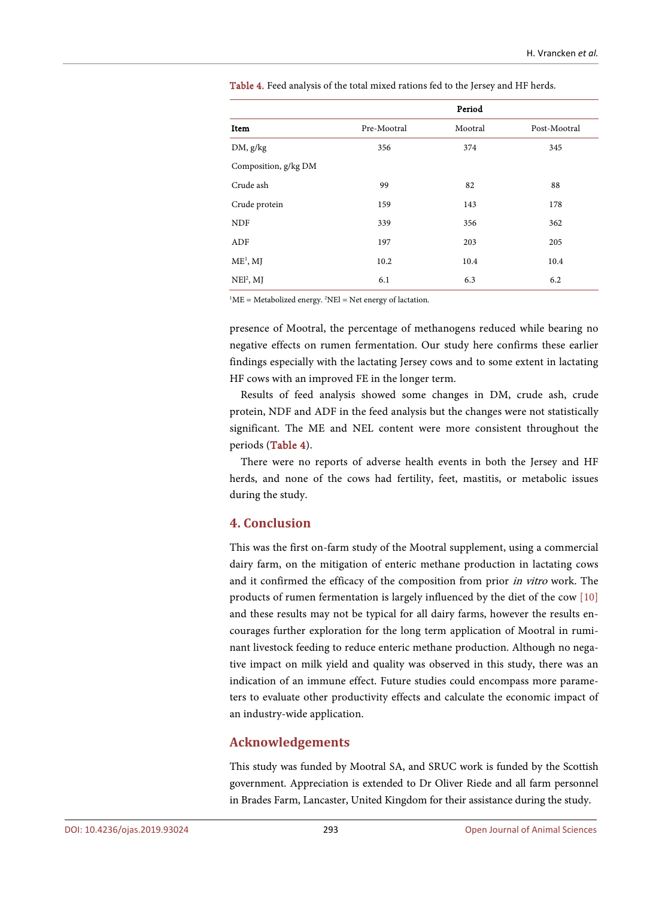Table 4. Feed analysis of the total mixed rations fed to the Jersey and HF herds.

| | Period | | |
|---|---|---|---|
| **Item** | Pre-Mootral | Mootral | Post-Mootral |
| DM, g/kg | 356 | 374 | 345 |
| Composition, g/kg DM | | | |
| Crude ash | 99 | 82 | 88 |
| Crude protein | 159 | 143 | 178 |
| NDF | 339 | 356 | 362 |
| ADF | 197 | 203 | 205 |
| ME[1], MJ | 10.2 | 10.4 | 10.4 |
| NEl[2], MJ | 6.1 | 6.3 | 6.2 |

[1]ME = Metabolized energy. [2]NEl = Net energy of lactation.

presence of Mootral, the percentage of methanogens reduced while bearing no negative effects on rumen fermentation. Our study here confirms these earlier findings especially with the lactating Jersey cows and to some extent in lactating HF cows with an improved FE in the longer term.

Results of feed analysis showed some changes in DM, crude ash, crude protein, NDF and ADF in the feed analysis but the changes were not statistically significant. The ME and NEL content were more consistent throughout the periods (Table 4).

There were no reports of adverse health events in both the Jersey and HF herds, and none of the cows had fertility, feet, mastitis, or metabolic issues during the study.

## 4. Conclusion

This was the first on-farm study of the Mootral supplement, using a commercial dairy farm, on the mitigation of enteric methane production in lactating cows and it confirmed the efficacy of the composition from prior *in vitro* work. The products of rumen fermentation is largely influenced by the diet of the cow [10] and these results may not be typical for all dairy farms, however the results encourages further exploration for the long term application of Mootral in ruminant livestock feeding to reduce enteric methane production. Although no negative impact on milk yield and quality was observed in this study, there was an indication of an immune effect. Future studies could encompass more parameters to evaluate other productivity effects and calculate the economic impact of an industry-wide application.

## Acknowledgements

This study was funded by Mootral SA, and SRUC work is funded by the Scottish government. Appreciation is extended to Dr Oliver Riede and all farm personnel in Brades Farm, Lancaster, United Kingdom for their assistance during the study.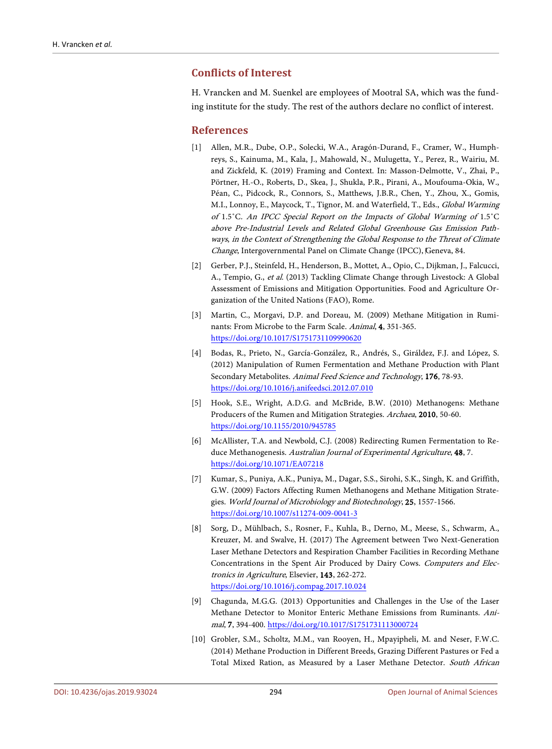## Conflicts of Interest

H. Vrancken and M. Suenkel are employees of Mootral SA, which was the funding institute for the study. The rest of the authors declare no conflict of interest.

## References

[1] Allen, M.R., Dube, O.P., Solecki, W.A., Aragón-Durand, F., Cramer, W., Humphreys, S., Kainuma, M., Kala, J., Mahowald, N., Mulugetta, Y., Perez, R., Wairiu, M. and Zickfeld, K. (2019) Framing and Context. In: Masson-Delmotte, V., Zhai, P., Pörtner, H.-O., Roberts, D., Skea, J., Shukla, P.R., Pirani, A., Moufouma-Okia, W., Péan, C., Pidcock, R., Connors, S., Matthews, J.B.R., Chen, Y., Zhou, X., Gomis, M.I., Lonnoy, E., Maycock, T., Tignor, M. and Waterfield, T., Eds., *Global Warming of* 1.5˚C. *An IPCC Special Report on the Impacts of Global Warming of* 1.5˚C *above Pre-Industrial Levels and Related Global Greenhouse Gas Emission Pathways, in the Context of Strengthening the Global Response to the Threat of Climate Change*, Intergovernmental Panel on Climate Change (IPCC), Geneva, 84.

[2] Gerber, P.J., Steinfeld, H., Henderson, B., Mottet, A., Opio, C., Dijkman, J., Falcucci, A., Tempio, G., *et al*. (2013) Tackling Climate Change through Livestock: A Global Assessment of Emissions and Mitigation Opportunities. Food and Agriculture Organization of the United Nations (FAO), Rome.

[3] Martin, C., Morgavi, D.P. and Doreau, M. (2009) Methane Mitigation in Ruminants: From Microbe to the Farm Scale. *Animal*, **4**, 351-365. https://doi.org/10.1017/S1751731109990620

[4] Bodas, R., Prieto, N., García-González, R., Andrés, S., Giráldez, F.J. and López, S. (2012) Manipulation of Rumen Fermentation and Methane Production with Plant Secondary Metabolites. *Animal Feed Science and Technology*, **176**, 78-93. https://doi.org/10.1016/j.anifeedsci.2012.07.010

[5] Hook, S.E., Wright, A.D.G. and McBride, B.W. (2010) Methanogens: Methane Producers of the Rumen and Mitigation Strategies. *Archaea*, **2010**, 50-60. https://doi.org/10.1155/2010/945785

[6] McAllister, T.A. and Newbold, C.J. (2008) Redirecting Rumen Fermentation to Reduce Methanogenesis. *Australian Journal of Experimental Agriculture*, **48**, 7. https://doi.org/10.1071/EA07218

[7] Kumar, S., Puniya, A.K., Puniya, M., Dagar, S.S., Sirohi, S.K., Singh, K. and Griffith, G.W. (2009) Factors Affecting Rumen Methanogens and Methane Mitigation Strategies. *World Journal of Microbiology and Biotechnology*, **25**, 1557-1566. https://doi.org/10.1007/s11274-009-0041-3

[8] Sorg, D., Mühlbach, S., Rosner, F., Kuhla, B., Derno, M., Meese, S., Schwarm, A., Kreuzer, M. and Swalve, H. (2017) The Agreement between Two Next-Generation Laser Methane Detectors and Respiration Chamber Facilities in Recording Methane Concentrations in the Spent Air Produced by Dairy Cows. *Computers and Electronics in Agriculture*, Elsevier, **143**, 262-272. https://doi.org/10.1016/j.compag.2017.10.024

[9] Chagunda, M.G.G. (2013) Opportunities and Challenges in the Use of the Laser Methane Detector to Monitor Enteric Methane Emissions from Ruminants. *Animal*, **7**, 394-400. https://doi.org/10.1017/S1751731113000724

[10] Grobler, S.M., Scholtz, M.M., van Rooyen, H., Mpayipheli, M. and Neser, F.W.C. (2014) Methane Production in Different Breeds, Grazing Different Pastures or Fed a Total Mixed Ration, as Measured by a Laser Methane Detector. *South African*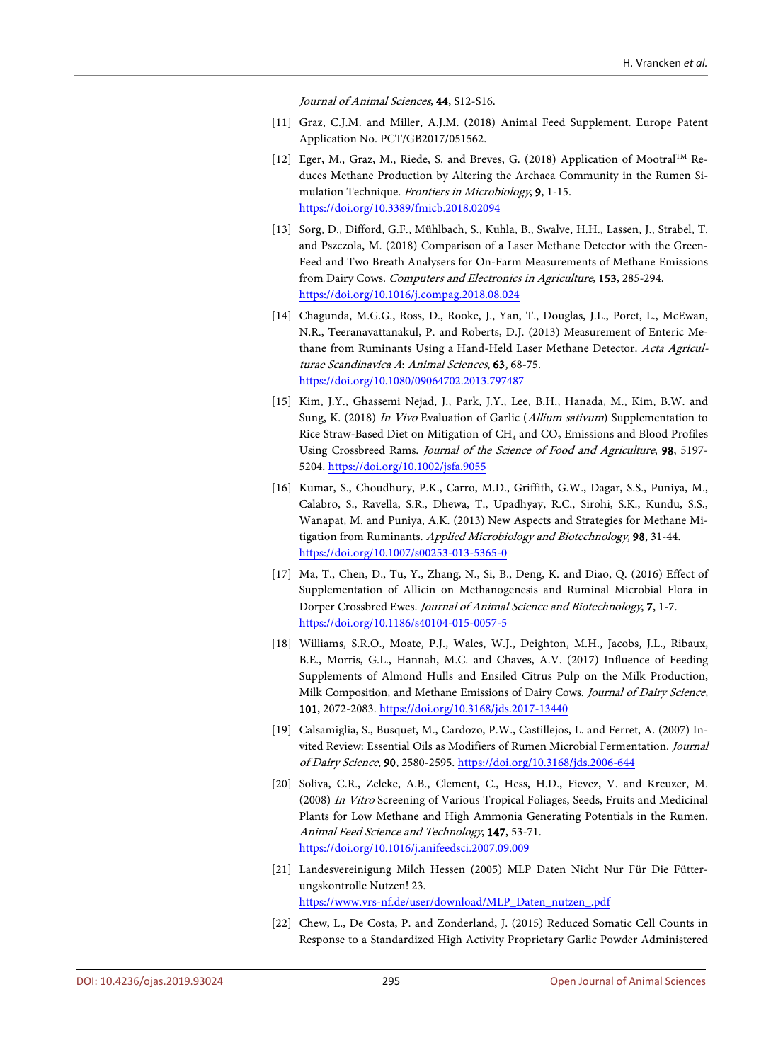*Journal of Animal Sciences*, **44**, S12-S16.

[11] Graz, C.J.M. and Miller, A.J.M. (2018) Animal Feed Supplement. Europe Patent Application No. PCT/GB2017/051562.

[12] Eger, M., Graz, M., Riede, S. and Breves, G. (2018) Application of Mootral™ Reduces Methane Production by Altering the Archaea Community in the Rumen Simulation Technique. *Frontiers in Microbiology*, **9**, 1-15. https://doi.org/10.3389/fmicb.2018.02094

[13] Sorg, D., Difford, G.F., Mühlbach, S., Kuhla, B., Swalve, H.H., Lassen, J., Strabel, T. and Pszczola, M. (2018) Comparison of a Laser Methane Detector with the GreenFeed and Two Breath Analysers for On-Farm Measurements of Methane Emissions from Dairy Cows. *Computers and Electronics in Agriculture*, **153**, 285-294. https://doi.org/10.1016/j.compag.2018.08.024

[14] Chagunda, M.G.G., Ross, D., Rooke, J., Yan, T., Douglas, J.L., Poret, L., McEwan, N.R., Teeranavattanakul, P. and Roberts, D.J. (2013) Measurement of Enteric Methane from Ruminants Using a Hand-Held Laser Methane Detector. *Acta Agriculturae Scandinavica A*: *Animal Sciences*, **63**, 68-75. https://doi.org/10.1080/09064702.2013.797487

[15] Kim, J.Y., Ghassemi Nejad, J., Park, J.Y., Lee, B.H., Hanada, M., Kim, B.W. and Sung, K. (2018) *In Vivo* Evaluation of Garlic (*Allium sativum*) Supplementation to Rice Straw-Based Diet on Mitigation of $CH_4$ and $CO_2$ Emissions and Blood Profiles Using Crossbreed Rams. *Journal of the Science of Food and Agriculture*, **98**, 5197-5204. https://doi.org/10.1002/jsfa.9055

[16] Kumar, S., Choudhury, P.K., Carro, M.D., Griffith, G.W., Dagar, S.S., Puniya, M., Calabro, S., Ravella, S.R., Dhewa, T., Upadhyay, R.C., Sirohi, S.K., Kundu, S.S., Wanapat, M. and Puniya, A.K. (2013) New Aspects and Strategies for Methane Mitigation from Ruminants. *Applied Microbiology and Biotechnology*, **98**, 31-44. https://doi.org/10.1007/s00253-013-5365-0

[17] Ma, T., Chen, D., Tu, Y., Zhang, N., Si, B., Deng, K. and Diao, Q. (2016) Effect of Supplementation of Allicin on Methanogenesis and Ruminal Microbial Flora in Dorper Crossbred Ewes. *Journal of Animal Science and Biotechnology*, **7**, 1-7. https://doi.org/10.1186/s40104-015-0057-5

[18] Williams, S.R.O., Moate, P.J., Wales, W.J., Deighton, M.H., Jacobs, J.L., Ribaux, B.E., Morris, G.L., Hannah, M.C. and Chaves, A.V. (2017) Influence of Feeding Supplements of Almond Hulls and Ensiled Citrus Pulp on the Milk Production, Milk Composition, and Methane Emissions of Dairy Cows. *Journal of Dairy Science*, **101**, 2072-2083. https://doi.org/10.3168/jds.2017-13440

[19] Calsamiglia, S., Busquet, M., Cardozo, P.W., Castillejos, L. and Ferret, A. (2007) Invited Review: Essential Oils as Modifiers of Rumen Microbial Fermentation. *Journal of Dairy Science*, **90**, 2580-2595. https://doi.org/10.3168/jds.2006-644

[20] Soliva, C.R., Zeleke, A.B., Clement, C., Hess, H.D., Fievez, V. and Kreuzer, M. (2008) *In Vitro* Screening of Various Tropical Foliages, Seeds, Fruits and Medicinal Plants for Low Methane and High Ammonia Generating Potentials in the Rumen. *Animal Feed Science and Technology*, **147**, 53-71. https://doi.org/10.1016/j.anifeedsci.2007.09.009

[21] Landesvereinigung Milch Hessen (2005) MLP Daten Nicht Nur Für Die Fütterungskontrolle Nutzen! 23. https://www.vrs-nf.de/user/download/MLP_Daten_nutzen_.pdf

[22] Chew, L., De Costa, P. and Zonderland, J. (2015) Reduced Somatic Cell Counts in Response to a Standardized High Activity Proprietary Garlic Powder Administered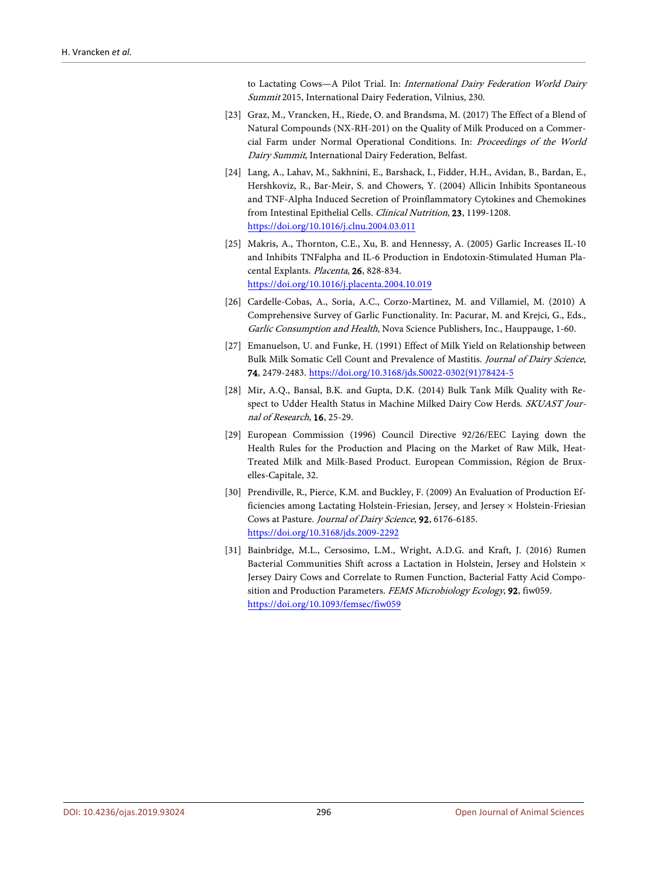to Lactating Cows—A Pilot Trial. In: *International Dairy Federation World Dairy Summit* 2015, International Dairy Federation, Vilnius, 230.

[23] Graz, M., Vrancken, H., Riede, O. and Brandsma, M. (2017) The Effect of a Blend of Natural Compounds (NX-RH-201) on the Quality of Milk Produced on a Commercial Farm under Normal Operational Conditions. In: *Proceedings of the World Dairy Summit*, International Dairy Federation, Belfast.

[24] Lang, A., Lahav, M., Sakhnini, E., Barshack, I., Fidder, H.H., Avidan, B., Bardan, E., Hershkoviz, R., Bar-Meir, S. and Chowers, Y. (2004) Allicin Inhibits Spontaneous and TNF-Alpha Induced Secretion of Proinflammatory Cytokines and Chemokines from Intestinal Epithelial Cells. *Clinical Nutrition*, **23**, 1199-1208. https://doi.org/10.1016/j.clnu.2004.03.011

[25] Makris, A., Thornton, C.E., Xu, B. and Hennessy, A. (2005) Garlic Increases IL-10 and Inhibits TNFalpha and IL-6 Production in Endotoxin-Stimulated Human Placental Explants. *Placenta*, **26**, 828-834. https://doi.org/10.1016/j.placenta.2004.10.019

[26] Cardelle-Cobas, A., Soria, A.C., Corzo-Martinez, M. and Villamiel, M. (2010) A Comprehensive Survey of Garlic Functionality. In: Pacurar, M. and Krejci, G., Eds., *Garlic Consumption and Health*, Nova Science Publishers, Inc., Hauppauge, 1-60.

[27] Emanuelson, U. and Funke, H. (1991) Effect of Milk Yield on Relationship between Bulk Milk Somatic Cell Count and Prevalence of Mastitis. *Journal of Dairy Science*, **74**, 2479-2483. https://doi.org/10.3168/jds.S0022-0302(91)78424-5

[28] Mir, A.Q., Bansal, B.K. and Gupta, D.K. (2014) Bulk Tank Milk Quality with Respect to Udder Health Status in Machine Milked Dairy Cow Herds. *SKUAST Journal of Research*, **16**, 25-29.

[29] European Commission (1996) Council Directive 92/26/EEC Laying down the Health Rules for the Production and Placing on the Market of Raw Milk, Heat-Treated Milk and Milk-Based Product. European Commission, Région de Bruxelles-Capitale, 32.

[30] Prendiville, R., Pierce, K.M. and Buckley, F. (2009) An Evaluation of Production Efficiencies among Lactating Holstein-Friesian, Jersey, and Jersey × Holstein-Friesian Cows at Pasture. *Journal of Dairy Science*, **92**, 6176-6185. https://doi.org/10.3168/jds.2009-2292

[31] Bainbridge, M.L., Cersosimo, L.M., Wright, A.D.G. and Kraft, J. (2016) Rumen Bacterial Communities Shift across a Lactation in Holstein, Jersey and Holstein × Jersey Dairy Cows and Correlate to Rumen Function, Bacterial Fatty Acid Composition and Production Parameters. *FEMS Microbiology Ecology*, **92**, fiw059. https://doi.org/10.1093/femsec/fiw059